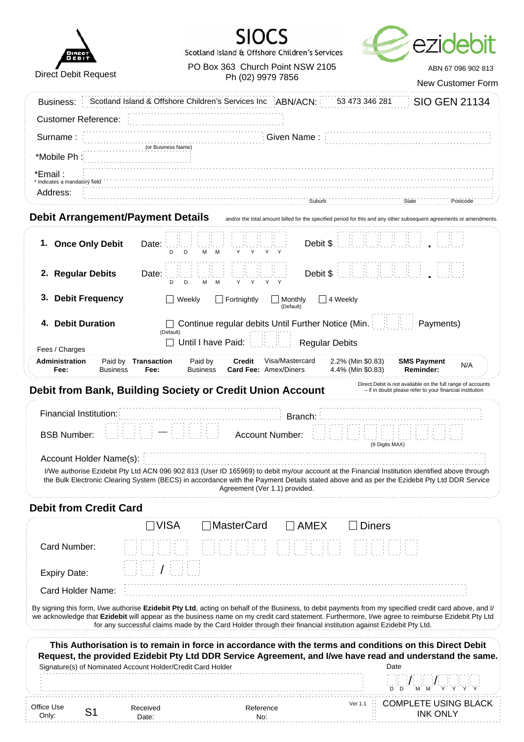Direct Debit Request

**SIOCS**
Scotland Island & Offshore Children's Services

PO Box 363 Church Point NSW 2105
Ph (02) 9979 7856

ezidebit

ABN 67 096 902 813

New Customer Form

Business: Scotland Island & Offshore Children's Services Inc ABN/ACN: 53 473 346 281 SIO GEN 21134

Customer Reference:

Surname : (or Business Name) Given Name :

*Mobile Ph :

*Email :

* Indicates a mandatory field

Address: Suburb State Postcode

## Debit Arrangement/Payment Details

and/or the total amount billed for the specified period for this and any other subsequent agreements or amendments.

**1. Once Only Debit** Date: D D M M Y Y Y Y Debit $ .

**2. Regular Debits** Date: D D M M Y Y Y Y Debit $ .

**3. Debit Frequency** ☐ Weekly ☐ Fortnightly ☐ Monthly (Default) ☐ 4 Weekly

**4. Debit Duration** ☐ Continue regular debits Until Further Notice (Min. Payments) (Default)

☐ Until I have Paid: Regular Debits

Fees / Charges

| **Administration Fee:** | Paid by Business | **Transaction Fee:** | Paid by Business | **Credit Card Fee:** | Visa/Mastercard<br>Amex/Diners | 2.2% (Min $0.83)<br>4.4% (Min $0.83) | **SMS Payment Reminder:** | N/A |
|---|---|---|---|---|---|---|---|---|

## Debit from Bank, Building Society or Credit Union Account

Direct Debit is not available on the full range of accounts – if in doubt please refer to your financial institution

Financial Institution: Branch:

BSB Number: — Account Number: (9 Digits MAX)

Account Holder Name(s):

I/We authorise Ezidebit Pty Ltd ACN 096 902 813 (User ID 165969) to debit my/our account at the Financial Institution identified above through the Bulk Electronic Clearing System (BECS) in accordance with the Payment Details stated above and as per the Ezidebit Pty Ltd DDR Service Agreement (Ver 1.1) provided.

## Debit from Credit Card

☐ VISA ☐ MasterCard ☐ AMEX ☐ Diners

Card Number:

Expiry Date: /

Card Holder Name:

By signing this form, I/we authorise **Ezidebit Pty Ltd**, acting on behalf of the Business, to debit payments from my specified credit card above, and I/we acknowledge that **Ezidebit** will appear as the business name on my credit card statement. Furthermore, I/we agree to reimburse Ezidebit Pty Ltd for any successful claims made by the Card Holder through their financial institution against Ezidebit Pty Ltd.

**This Authorisation is to remain in force in accordance with the terms and conditions on this Direct Debit Request, the provided Ezidebit Pty Ltd DDR Service Agreement, and I/we have read and understand the same.**

Signature(s) of Nominated Account Holder/Credit Card Holder

Date D D / M M / Y Y Y Y

Office Use Only: S1 Received Date: Reference No: Ver 1.1 COMPLETE USING BLACK INK ONLY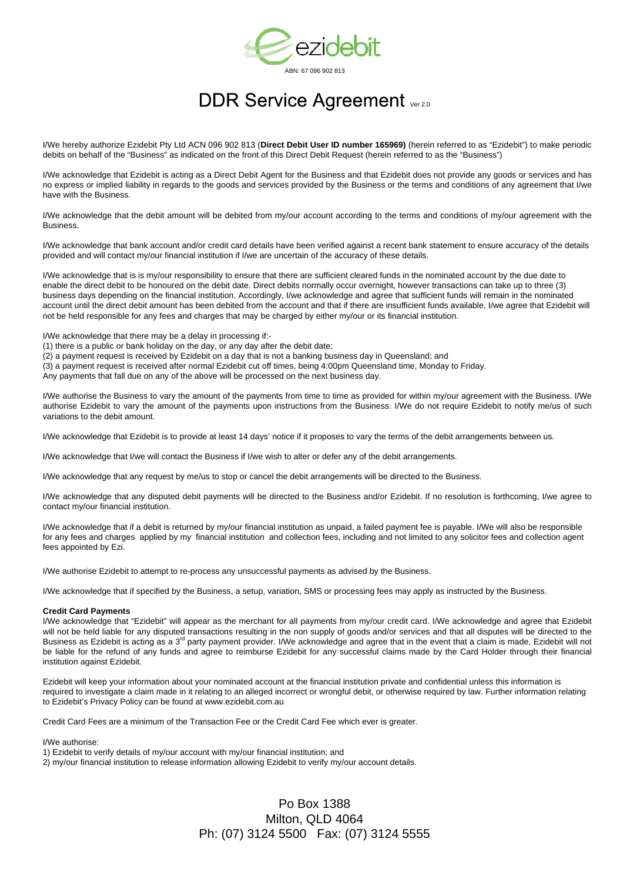ezidebit

ABN: 67 096 902 813

# DDR Service Agreement Ver 2.0

I/We hereby authorize Ezidebit Pty Ltd ACN 096 902 813 (**Direct Debit User ID number 165969)** (herein referred to as "Ezidebit") to make periodic debits on behalf of the "Business" as indicated on the front of this Direct Debit Request (herein referred to as the "Business")

I/We acknowledge that Ezidebit is acting as a Direct Debit Agent for the Business and that Ezidebit does not provide any goods or services and has no express or implied liability in regards to the goods and services provided by the Business or the terms and conditions of any agreement that I/we have with the Business.

I/We acknowledge that the debit amount will be debited from my/our account according to the terms and conditions of my/our agreement with the Business.

I/We acknowledge that bank account and/or credit card details have been verified against a recent bank statement to ensure accuracy of the details provided and will contact my/our financial institution if I/we are uncertain of the accuracy of these details.

I/We acknowledge that is is my/our responsibility to ensure that there are sufficient cleared funds in the nominated account by the due date to enable the direct debit to be honoured on the debit date. Direct debits normally occur overnight, however transactions can take up to three (3) business days depending on the financial institution. Accordingly, I/we acknowledge and agree that sufficient funds will remain in the nominated account until the direct debit amount has been debited from the account and that if there are insufficient funds available, I/we agree that Ezidebit will not be held responsible for any fees and charges that may be charged by either my/our or its financial institution.

I/We acknowledge that there may be a delay in processing if:-
(1) there is a public or bank holiday on the day, or any day after the debit date;
(2) a payment request is received by Ezidebit on a day that is not a banking business day in Queensland; and
(3) a payment request is received after normal Ezidebit cut off times, being 4:00pm Queensland time, Monday to Friday.
Any payments that fall due on any of the above will be processed on the next business day.

I/We authorise the Business to vary the amount of the payments from time to time as provided for within my/our agreement with the Business. I/We authorise Ezidebit to vary the amount of the payments upon instructions from the Business. I/We do not require Ezidebit to notify me/us of such variations to the debit amount.

I/We acknowledge that Ezidebit is to provide at least 14 days' notice if it proposes to vary the terms of the debit arrangements between us.

I/We acknowledge that I/we will contact the Business if I/we wish to alter or defer any of the debit arrangements.

I/We acknowledge that any request by me/us to stop or cancel the debit arrangements will be directed to the Business.

I/We acknowledge that any disputed debit payments will be directed to the Business and/or Ezidebit. If no resolution is forthcoming, I/we agree to contact my/our financial institution.

I/We acknowledge that if a debit is returned by my/our financial institution as unpaid, a failed payment fee is payable. I/We will also be responsible for any fees and charges applied by my financial institution and collection fees, including and not limited to any solicitor fees and collection agent fees appointed by Ezi.

I/We authorise Ezidebit to attempt to re-process any unsuccessful payments as advised by the Business.

I/We acknowledge that if specified by the Business, a setup, variation, SMS or processing fees may apply as instructed by the Business.

**Credit Card Payments**
I/We acknowledge that "Ezidebit" will appear as the merchant for all payments from my/our credit card. I/We acknowledge and agree that Ezidebit will not be held liable for any disputed transactions resulting in the non supply of goods and/or services and that all disputes will be directed to the Business as Ezidebit is acting as a 3rd party payment provider. I/We acknowledge and agree that in the event that a claim is made, Ezidebit will not be liable for the refund of any funds and agree to reimburse Ezidebit for any successful claims made by the Card Holder through their financial institution against Ezidebit.

Ezidebit will keep your information about your nominated account at the financial institution private and confidential unless this information is required to investigate a claim made in it relating to an alleged incorrect or wrongful debit, or otherwise required by law. Further information relating to Ezidebit's Privacy Policy can be found at www.ezidebit.com.au

Credit Card Fees are a minimum of the Transaction Fee or the Credit Card Fee which ever is greater.

I/We authorise:
1) Ezidebit to verify details of my/our account with my/our financial institution; and
2) my/our financial institution to release information allowing Ezidebit to verify my/our account details.

Po Box 1388
Milton, QLD 4064
Ph: (07) 3124 5500 Fax: (07) 3124 5555